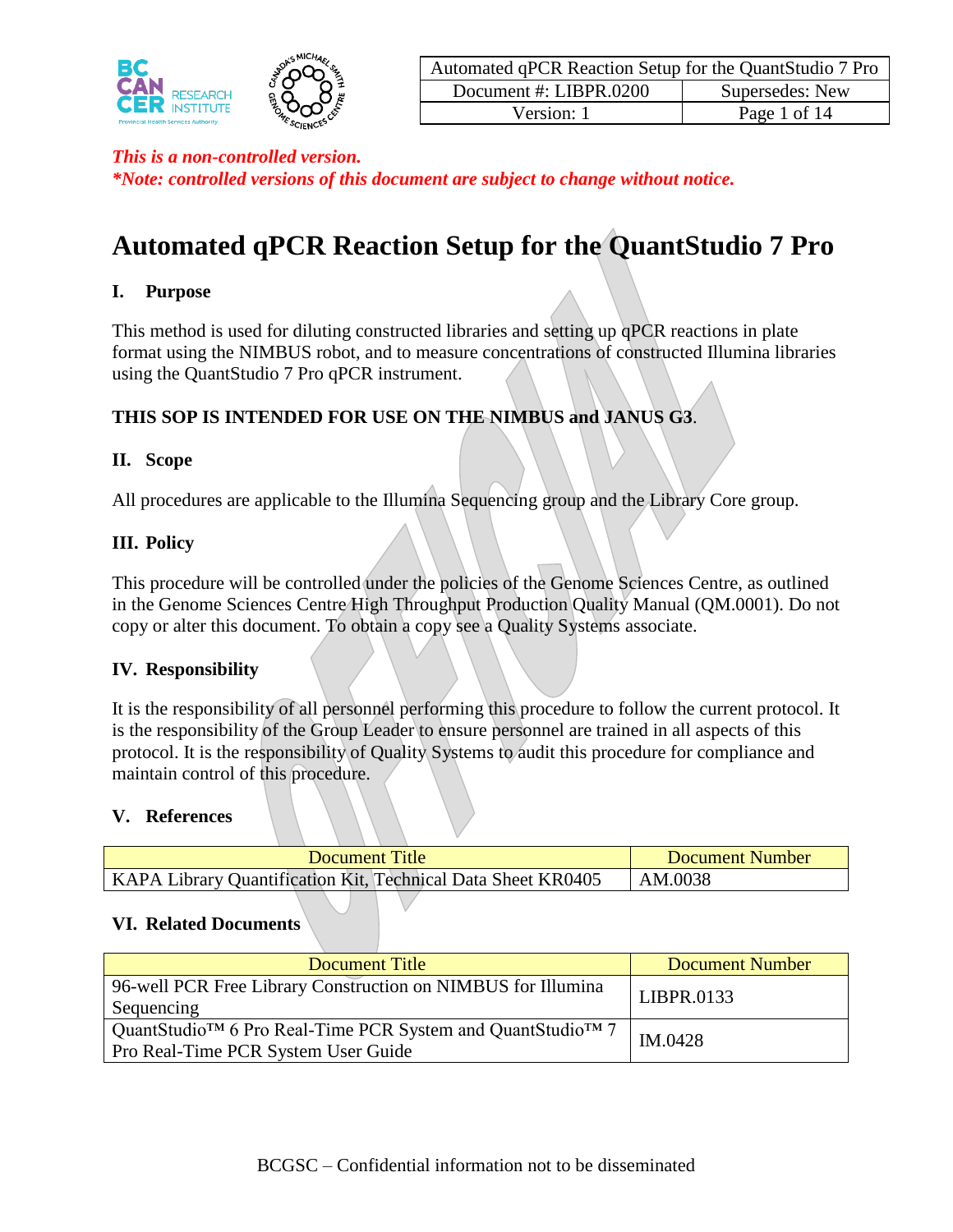| Automated qPCR Reaction Setup for the QuantStudio 7 Pro | |
|---|---|
| Document #: LIBPR.0200 | Supersedes: New |
| Version: 1 | Page 1 of 14 |

***This is a non-controlled version.***
***\*Note: controlled versions of this document are subject to change without notice.***

# Automated qPCR Reaction Setup for the QuantStudio 7 Pro

## I. Purpose

This method is used for diluting constructed libraries and setting up qPCR reactions in plate format using the NIMBUS robot, and to measure concentrations of constructed Illumina libraries using the QuantStudio 7 Pro qPCR instrument.

**THIS SOP IS INTENDED FOR USE ON THE NIMBUS and JANUS G3.**

## II. Scope

All procedures are applicable to the Illumina Sequencing group and the Library Core group.

## III. Policy

This procedure will be controlled under the policies of the Genome Sciences Centre, as outlined in the Genome Sciences Centre High Throughput Production Quality Manual (QM.0001). Do not copy or alter this document. To obtain a copy see a Quality Systems associate.

## IV. Responsibility

It is the responsibility of all personnel performing this procedure to follow the current protocol. It is the responsibility of the Group Leader to ensure personnel are trained in all aspects of this protocol. It is the responsibility of Quality Systems to audit this procedure for compliance and maintain control of this procedure.

## V. References

| Document Title | Document Number |
|---|---|
| KAPA Library Quantification Kit, Technical Data Sheet KR0405 | AM.0038 |

## VI. Related Documents

| Document Title | Document Number |
|---|---|
| 96-well PCR Free Library Construction on NIMBUS for Illumina Sequencing | LIBPR.0133 |
| QuantStudio™ 6 Pro Real-Time PCR System and QuantStudio™ 7 Pro Real-Time PCR System User Guide | IM.0428 |

BCGSC – Confidential information not to be disseminated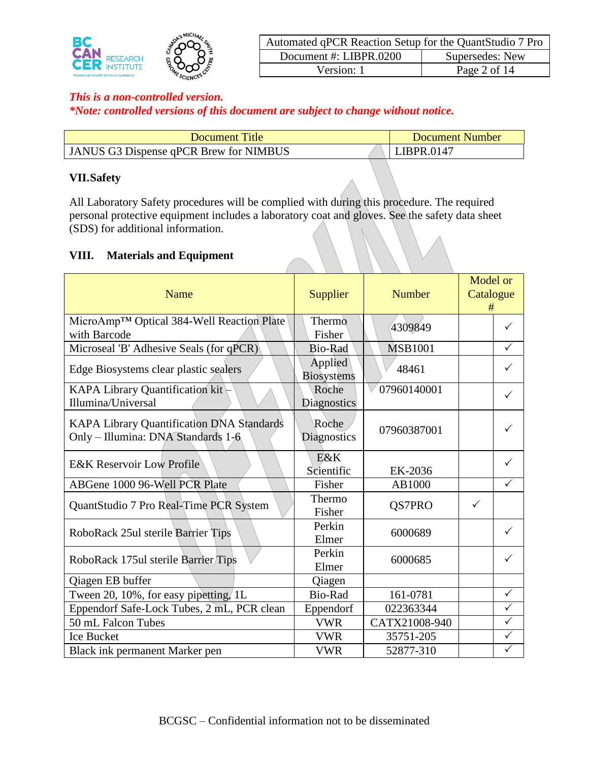*This is a non-controlled version.*
*\*Note: controlled versions of this document are subject to change without notice.*

| Document Title | Document Number |
|---|---|
| JANUS G3 Dispense qPCR Brew for NIMBUS | LIBPR.0147 |

## VII. Safety

All Laboratory Safety procedures will be complied with during this procedure. The required personal protective equipment includes a laboratory coat and gloves. See the safety data sheet (SDS) for additional information.

## VIII. Materials and Equipment

| Name | Supplier | Number | Model or Catalogue # | |
|---|---|---|---|---|
| MicroAmp™ Optical 384-Well Reaction Plate with Barcode | Thermo Fisher | 4309849 | | ✓ |
| Microseal 'B' Adhesive Seals (for qPCR) | Bio-Rad | MSB1001 | | ✓ |
| Edge Biosystems clear plastic sealers | Applied Biosystems | 48461 | | ✓ |
| KAPA Library Quantification kit – Illumina/Universal | Roche Diagnostics | 07960140001 | | ✓ |
| KAPA Library Quantification DNA Standards Only – Illumina: DNA Standards 1-6 | Roche Diagnostics | 07960387001 | | ✓ |
| E&K Reservoir Low Profile | E&K Scientific | EK-2036 | | ✓ |
| ABGene 1000 96-Well PCR Plate | Fisher | AB1000 | | ✓ |
| QuantStudio 7 Pro Real-Time PCR System | Thermo Fisher | QS7PRO | ✓ | |
| RoboRack 25ul sterile Barrier Tips | Perkin Elmer | 6000689 | | ✓ |
| RoboRack 175ul sterile Barrier Tips | Perkin Elmer | 6000685 | | ✓ |
| Qiagen EB buffer | Qiagen | | | |
| Tween 20, 10%, for easy pipetting, 1L | Bio-Rad | 161-0781 | | ✓ |
| Eppendorf Safe-Lock Tubes, 2 mL, PCR clean | Eppendorf | 022363344 | | ✓ |
| 50 mL Falcon Tubes | VWR | CATX21008-940 | | ✓ |
| Ice Bucket | VWR | 35751-205 | | ✓ |
| Black ink permanent Marker pen | VWR | 52877-310 | | ✓ |

BCGSC – Confidential information not to be disseminated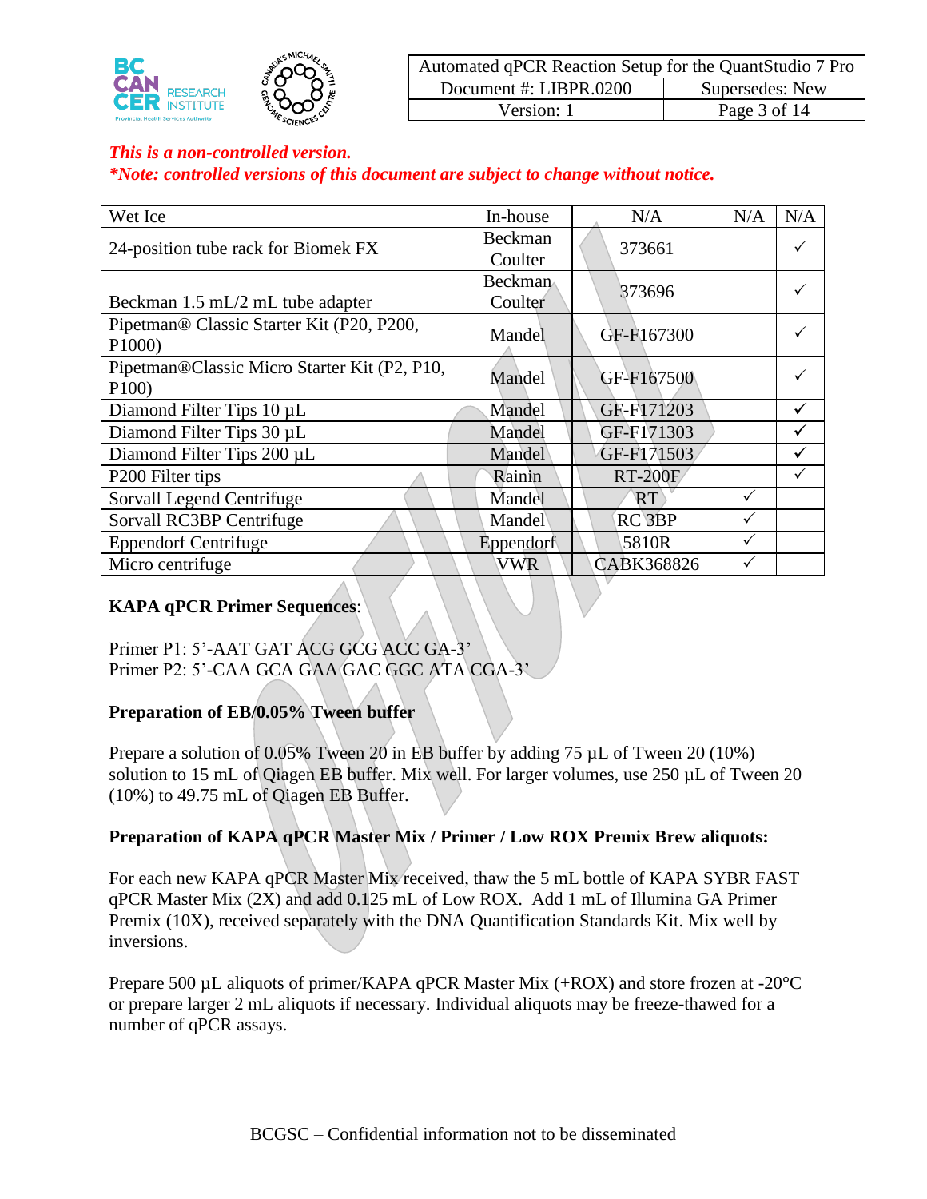*This is a non-controlled version.*
***Note: controlled versions of this document are subject to change without notice.***

| Wet Ice | In-house | N/A | N/A | N/A |
|---|---|---|---|---|
| 24-position tube rack for Biomek FX | Beckman Coulter | 373661 | | ✓ |
| Beckman 1.5 mL/2 mL tube adapter | Beckman Coulter | 373696 | | ✓ |
| Pipetman® Classic Starter Kit (P20, P200, P1000) | Mandel | GF-F167300 | | ✓ |
| Pipetman®Classic Micro Starter Kit (P2, P10, P100) | Mandel | GF-F167500 | | ✓ |
| Diamond Filter Tips 10 µL | Mandel | GF-F171203 | | ✓ |
| Diamond Filter Tips 30 µL | Mandel | GF-F171303 | | ✓ |
| Diamond Filter Tips 200 µL | Mandel | GF-F171503 | | ✓ |
| P200 Filter tips | Rainin | RT-200F | | ✓ |
| Sorvall Legend Centrifuge | Mandel | RT | ✓ | |
| Sorvall RC3BP Centrifuge | Mandel | RC 3BP | ✓ | |
| Eppendorf Centrifuge | Eppendorf | 5810R | ✓ | |
| Micro centrifuge | VWR | CABK368826 | ✓ | |

**KAPA qPCR Primer Sequences**:

Primer P1: 5'-AAT GAT ACG GCG ACC GA-3'
Primer P2: 5'-CAA GCA GAA GAC GGC ATA CGA-3'

**Preparation of EB/0.05% Tween buffer**

Prepare a solution of 0.05% Tween 20 in EB buffer by adding 75 µL of Tween 20 (10%) solution to 15 mL of Qiagen EB buffer. Mix well. For larger volumes, use 250 µL of Tween 20 (10%) to 49.75 mL of Qiagen EB Buffer.

**Preparation of KAPA qPCR Master Mix / Primer / Low ROX Premix Brew aliquots:**

For each new KAPA qPCR Master Mix received, thaw the 5 mL bottle of KAPA SYBR FAST qPCR Master Mix (2X) and add 0.125 mL of Low ROX. Add 1 mL of Illumina GA Primer Premix (10X), received separately with the DNA Quantification Standards Kit. Mix well by inversions.

Prepare 500 µL aliquots of primer/KAPA qPCR Master Mix (+ROX) and store frozen at -20°C or prepare larger 2 mL aliquots if necessary. Individual aliquots may be freeze-thawed for a number of qPCR assays.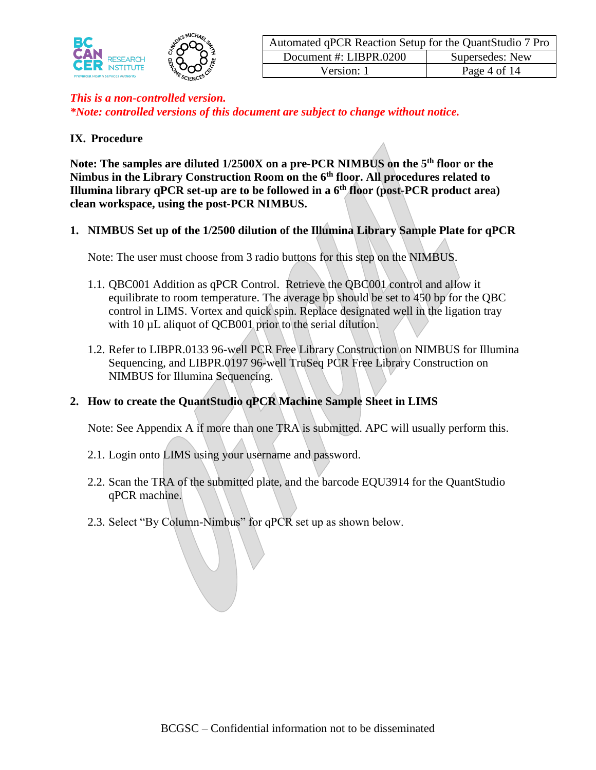*This is a non-controlled version.*
***Note: controlled versions of this document are subject to change without notice.***

## IX. Procedure

**Note: The samples are diluted 1/2500X on a pre-PCR NIMBUS on the 5th floor or the Nimbus in the Library Construction Room on the 6th floor. All procedures related to Illumina library qPCR set-up are to be followed in a 6th floor (post-PCR product area) clean workspace, using the post-PCR NIMBUS.**

### 1. NIMBUS Set up of the 1/2500 dilution of the Illumina Library Sample Plate for qPCR

Note: The user must choose from 3 radio buttons for this step on the NIMBUS.

1.1. QBC001 Addition as qPCR Control. Retrieve the QBC001 control and allow it equilibrate to room temperature. The average bp should be set to 450 bp for the QBC control in LIMS. Vortex and quick spin. Replace designated well in the ligation tray with 10 µL aliquot of QCB001 prior to the serial dilution.

1.2. Refer to LIBPR.0133 96-well PCR Free Library Construction on NIMBUS for Illumina Sequencing, and LIBPR.0197 96-well TruSeq PCR Free Library Construction on NIMBUS for Illumina Sequencing.

### 2. How to create the QuantStudio qPCR Machine Sample Sheet in LIMS

Note: See Appendix A if more than one TRA is submitted. APC will usually perform this.

2.1. Login onto LIMS using your username and password.

2.2. Scan the TRA of the submitted plate, and the barcode EQU3914 for the QuantStudio qPCR machine.

2.3. Select "By Column-Nimbus" for qPCR set up as shown below.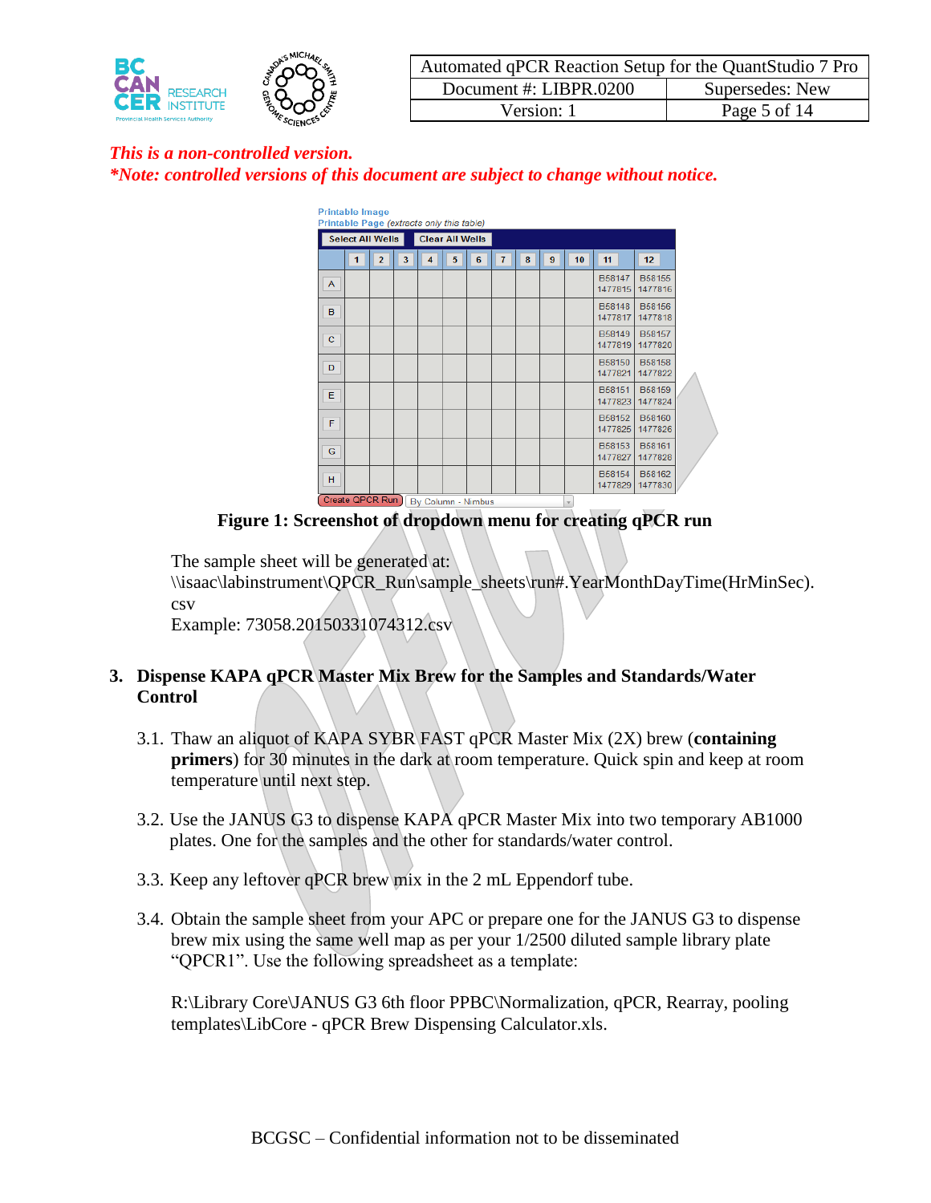*This is a non-controlled version.*
***Note: controlled versions of this document are subject to change without notice.***

Printable Image
Printable Page (extracts only this table)

| | 1 | 2 | 3 | 4 | 5 | 6 | 7 | 8 | 9 | 10 | 11 | 12 |
|---|---|---|---|---|---|---|---|---|---|---|---|---|
| A | | | | | | | | | | | B58147 1477815 | B58155 1477816 |
| B | | | | | | | | | | | B58148 1477817 | B58156 1477818 |
| C | | | | | | | | | | | B58149 1477819 | B58157 1477820 |
| D | | | | | | | | | | | B58150 1477821 | B58158 1477822 |
| E | | | | | | | | | | | B58151 1477823 | B58159 1477824 |
| F | | | | | | | | | | | B58152 1477825 | B58160 1477826 |
| G | | | | | | | | | | | B58153 1477827 | B58161 1477828 |
| H | | | | | | | | | | | B58154 1477829 | B58162 1477830 |

Create QPCR Run | By Column - Nimbus

**Figure 1: Screenshot of dropdown menu for creating qPCR run**

The sample sheet will be generated at:
\\isaac\labinstrument\QPCR_Run\sample_sheets\run#.YearMonthDayTime(HrMinSec).csv
Example: 73058.20150331074312.csv

## 3. Dispense KAPA qPCR Master Mix Brew for the Samples and Standards/Water Control

3.1. Thaw an aliquot of KAPA SYBR FAST qPCR Master Mix (2X) brew (**containing primers**) for 30 minutes in the dark at room temperature. Quick spin and keep at room temperature until next step.

3.2. Use the JANUS G3 to dispense KAPA qPCR Master Mix into two temporary AB1000 plates. One for the samples and the other for standards/water control.

3.3. Keep any leftover qPCR brew mix in the 2 mL Eppendorf tube.

3.4. Obtain the sample sheet from your APC or prepare one for the JANUS G3 to dispense brew mix using the same well map as per your 1/2500 diluted sample library plate "QPCR1". Use the following spreadsheet as a template:

R:\Library Core\JANUS G3 6th floor PPBC\Normalization, qPCR, Rearray, pooling templates\LibCore - qPCR Brew Dispensing Calculator.xls.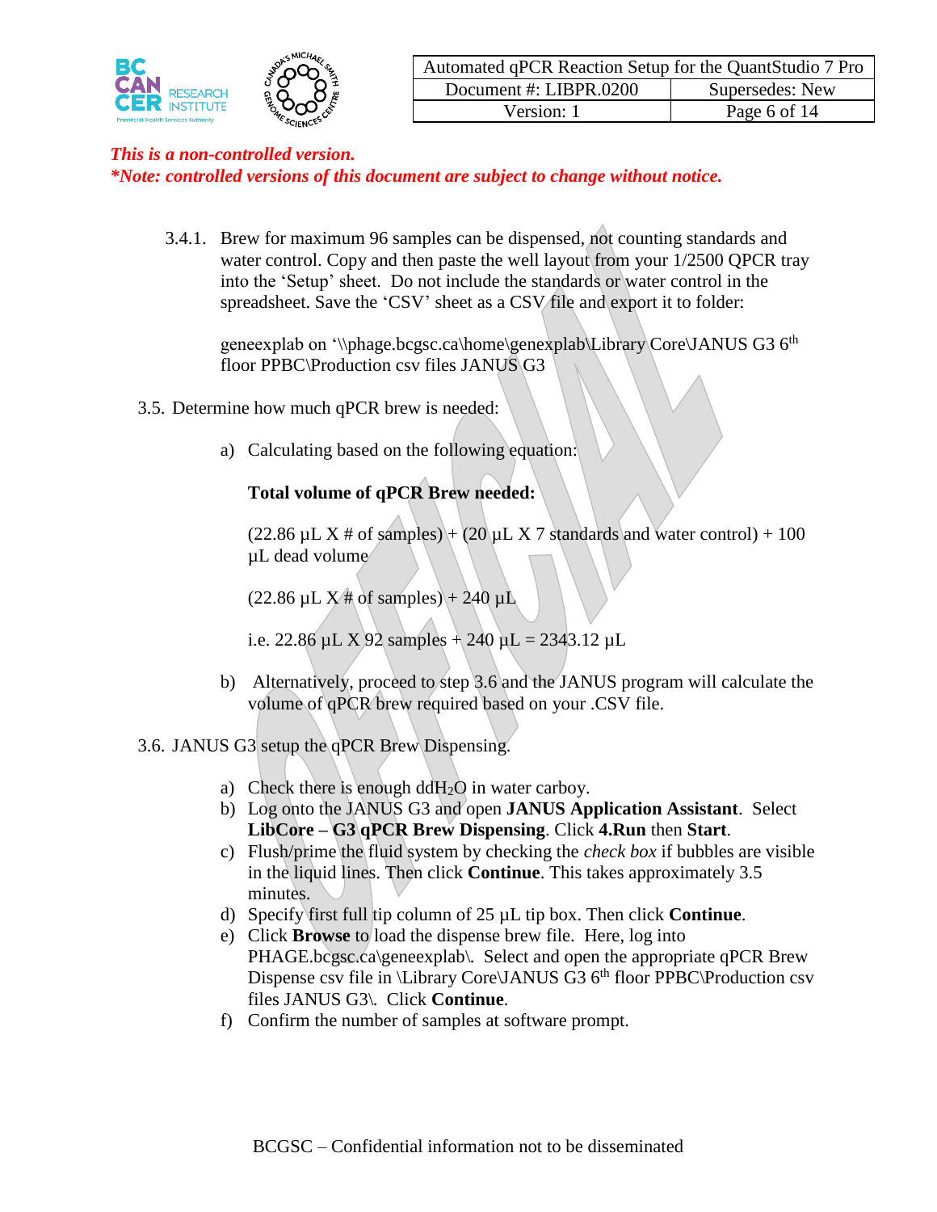*This is a non-controlled version.*
***Note: controlled versions of this document are subject to change without notice.***

3.4.1. Brew for maximum 96 samples can be dispensed, not counting standards and water control. Copy and then paste the well layout from your 1/2500 QPCR tray into the 'Setup' sheet. Do not include the standards or water control in the spreadsheet. Save the 'CSV' sheet as a CSV file and export it to folder:

geneexplab on '\\phage.bcgsc.ca\home\genexplab\Library Core\JANUS G3 6th floor PPBC\Production csv files JANUS G3

3.5. Determine how much qPCR brew is needed:

a) Calculating based on the following equation:

**Total volume of qPCR Brew needed:**

(22.86 µL X # of samples) + (20 µL X 7 standards and water control) + 100 µL dead volume

(22.86 µL X # of samples) + 240 µL

i.e. 22.86 µL X 92 samples + 240 µL = 2343.12 µL

b) Alternatively, proceed to step 3.6 and the JANUS program will calculate the volume of qPCR brew required based on your .CSV file.

3.6. JANUS G3 setup the qPCR Brew Dispensing.

a) Check there is enough dd$H_2O$ in water carboy.
b) Log onto the JANUS G3 and open **JANUS Application Assistant**. Select **LibCore – G3 qPCR Brew Dispensing**. Click **4.Run** then **Start**.
c) Flush/prime the fluid system by checking the *check box* if bubbles are visible in the liquid lines. Then click **Continue**. This takes approximately 3.5 minutes.
d) Specify first full tip column of 25 µL tip box. Then click **Continue**.
e) Click **Browse** to load the dispense brew file. Here, log into PHAGE.bcgsc.ca\geneexplab\. Select and open the appropriate qPCR Brew Dispense csv file in \Library Core\JANUS G3 6th floor PPBC\Production csv files JANUS G3\. Click **Continue**.
f) Confirm the number of samples at software prompt.

BCGSC – Confidential information not to be disseminated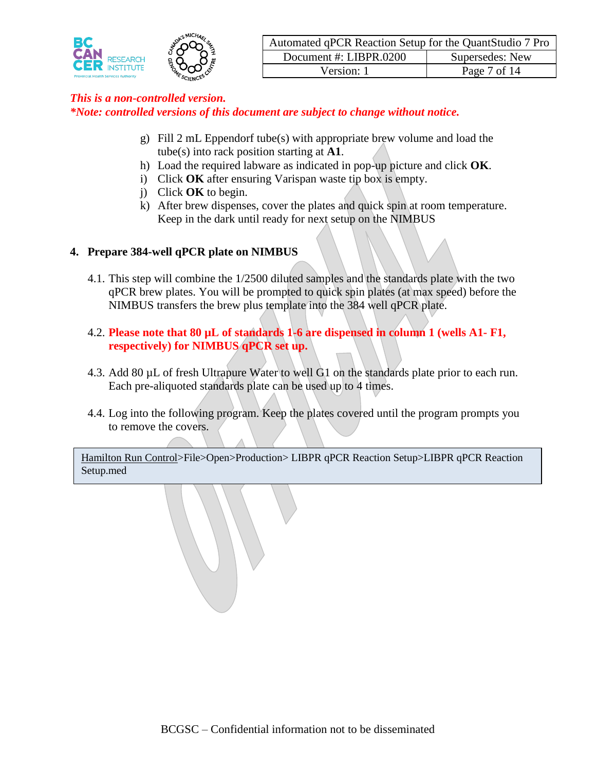*This is a non-controlled version.*
***Note: controlled versions of this document are subject to change without notice.***

g) Fill 2 mL Eppendorf tube(s) with appropriate brew volume and load the tube(s) into rack position starting at **A1**.
h) Load the required labware as indicated in pop-up picture and click **OK**.
i) Click **OK** after ensuring Varispan waste tip box is empty.
j) Click **OK** to begin.
k) After brew dispenses, cover the plates and quick spin at room temperature. Keep in the dark until ready for next setup on the NIMBUS

## 4. Prepare 384-well qPCR plate on NIMBUS

4.1. This step will combine the 1/2500 diluted samples and the standards plate with the two qPCR brew plates. You will be prompted to quick spin plates (at max speed) before the NIMBUS transfers the brew plus template into the 384 well qPCR plate.

4.2. **Please note that 80 µL of standards 1-6 are dispensed in column 1 (wells A1- F1, respectively) for NIMBUS qPCR set up.**

4.3. Add 80 µL of fresh Ultrapure Water to well G1 on the standards plate prior to each run. Each pre-aliquoted standards plate can be used up to 4 times.

4.4. Log into the following program. Keep the plates covered until the program prompts you to remove the covers.

| Hamilton Run Control>File>Open>Production> LIBPR qPCR Reaction Setup>LIBPR qPCR Reaction Setup.med |
|---|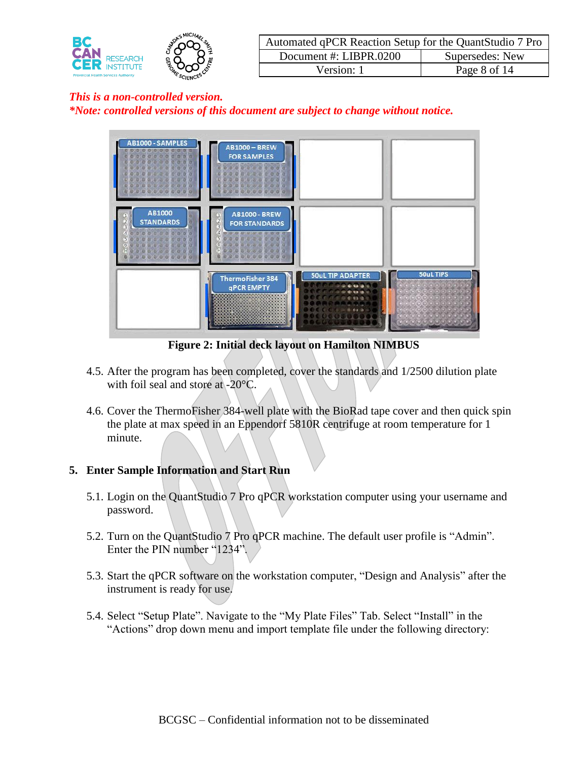*This is a non-controlled version.*
****Note: controlled versions of this document are subject to change without notice.***

**Figure 2: Initial deck layout on Hamilton NIMBUS**

4.5. After the program has been completed, cover the standards and 1/2500 dilution plate with foil seal and store at -20°C.

4.6. Cover the ThermoFisher 384-well plate with the BioRad tape cover and then quick spin the plate at max speed in an Eppendorf 5810R centrifuge at room temperature for 1 minute.

## 5. Enter Sample Information and Start Run

5.1. Login on the QuantStudio 7 Pro qPCR workstation computer using your username and password.

5.2. Turn on the QuantStudio 7 Pro qPCR machine. The default user profile is “Admin”. Enter the PIN number “1234”.

5.3. Start the qPCR software on the workstation computer, “Design and Analysis” after the instrument is ready for use.

5.4. Select “Setup Plate”. Navigate to the “My Plate Files” Tab. Select “Install” in the “Actions” drop down menu and import template file under the following directory: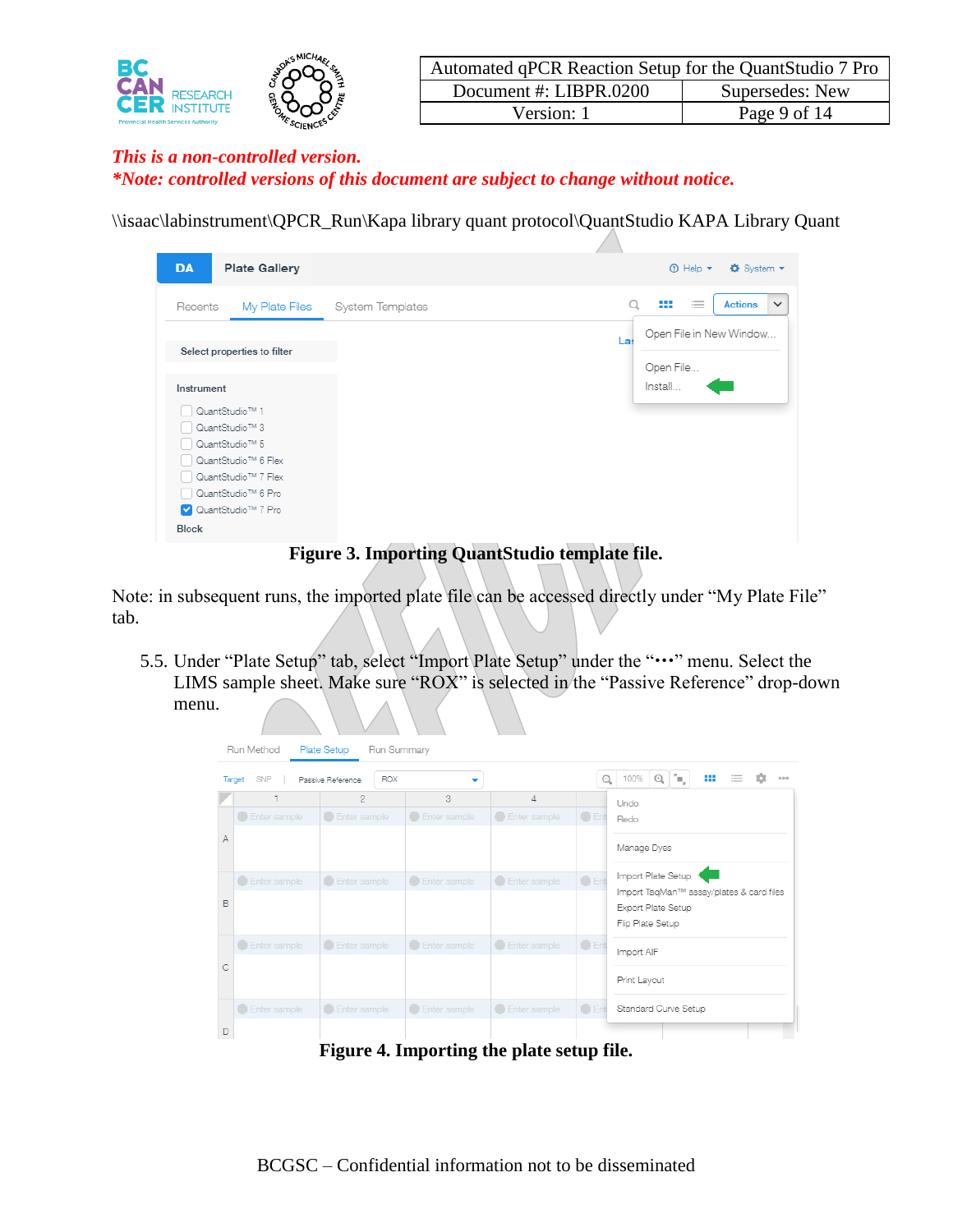*This is a non-controlled version.*
***Note: controlled versions of this document are subject to change without notice.***

\\isaac\labinstrument\QPCR_Run\Kapa library quant protocol\QuantStudio KAPA Library Quant

**Figure 3. Importing QuantStudio template file.**

Note: in subsequent runs, the imported plate file can be accessed directly under “My Plate File” tab.

5.5. Under “Plate Setup” tab, select “Import Plate Setup” under the “•••” menu. Select the LIMS sample sheet. Make sure “ROX” is selected in the “Passive Reference” drop-down menu.

**Figure 4. Importing the plate setup file.**

BCGSC – Confidential information not to be disseminated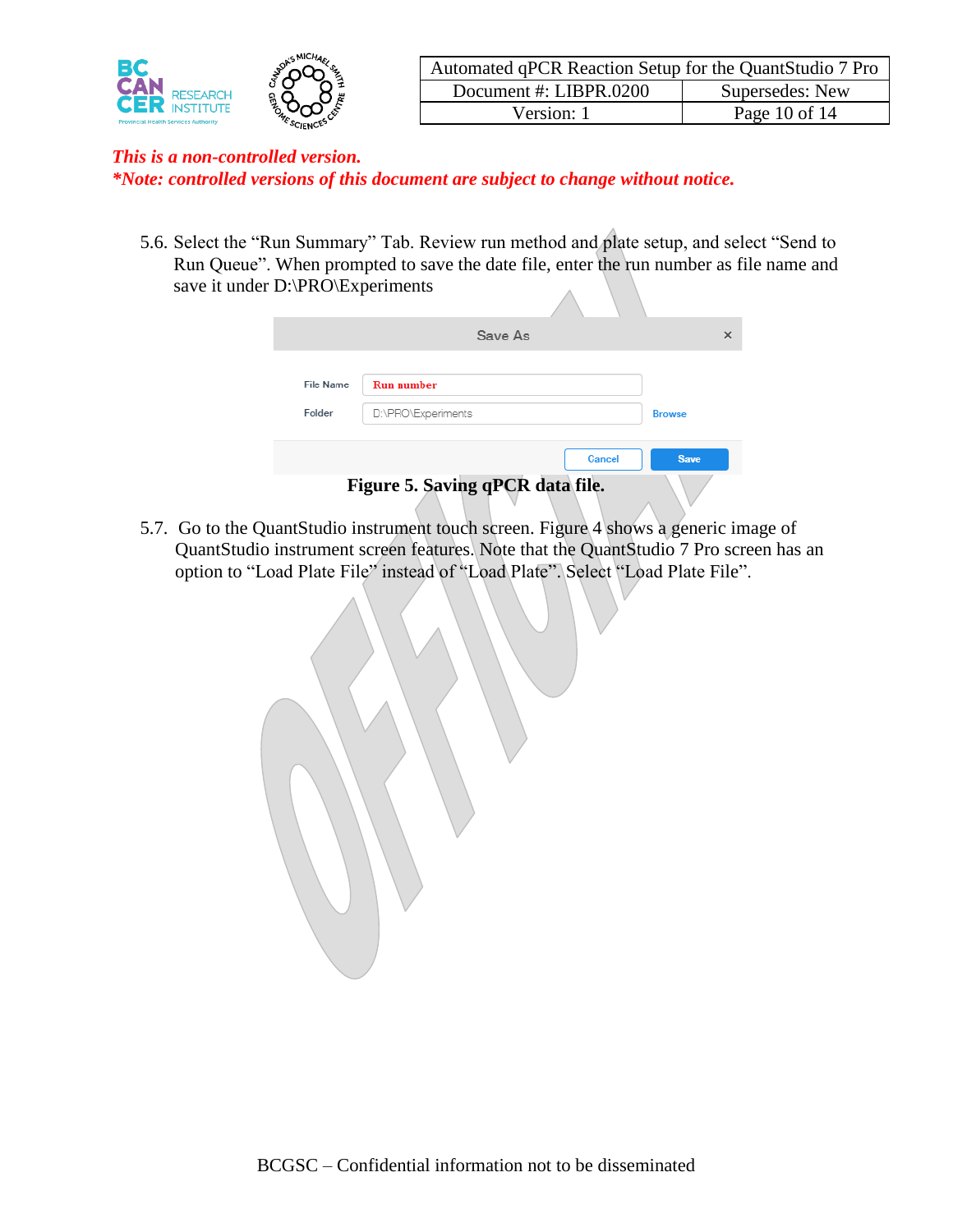*This is a non-controlled version.*
*\*Note: controlled versions of this document are subject to change without notice.*

5.6. Select the "Run Summary" Tab. Review run method and plate setup, and select "Send to Run Queue". When prompted to save the date file, enter the run number as file name and save it under D:\PRO\Experiments

Save As

File Name: Run number

Folder: D:\PRO\Experiments — Browse

Cancel | Save

**Figure 5. Saving qPCR data file.**

5.7. Go to the QuantStudio instrument touch screen. Figure 4 shows a generic image of QuantStudio instrument screen features. Note that the QuantStudio 7 Pro screen has an option to "Load Plate File" instead of "Load Plate". Select "Load Plate File".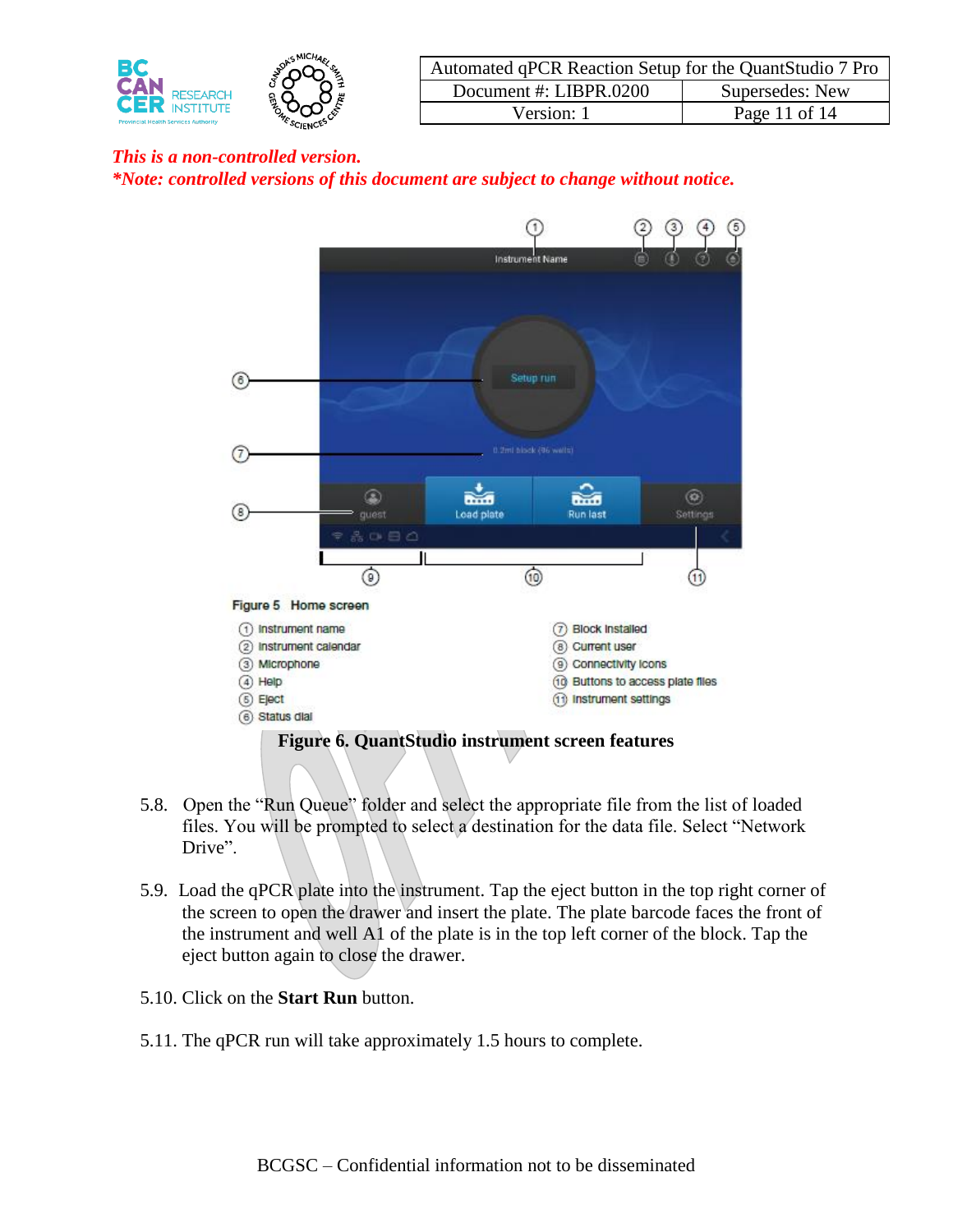*This is a non-controlled version.*
***Note: controlled versions of this document are subject to change without notice.***

Figure 5 Home screen

① Instrument name
② Instrument calendar
③ Microphone
④ Help
⑤ Eject
⑥ Status dial
⑦ Block installed
⑧ Current user
⑨ Connectivity icons
⑩ Buttons to access plate files
⑪ Instrument settings

**Figure 6. QuantStudio instrument screen features**

5.8. Open the "Run Queue" folder and select the appropriate file from the list of loaded files. You will be prompted to select a destination for the data file. Select "Network Drive".

5.9. Load the qPCR plate into the instrument. Tap the eject button in the top right corner of the screen to open the drawer and insert the plate. The plate barcode faces the front of the instrument and well A1 of the plate is in the top left corner of the block. Tap the eject button again to close the drawer.

5.10. Click on the **Start Run** button.

5.11. The qPCR run will take approximately 1.5 hours to complete.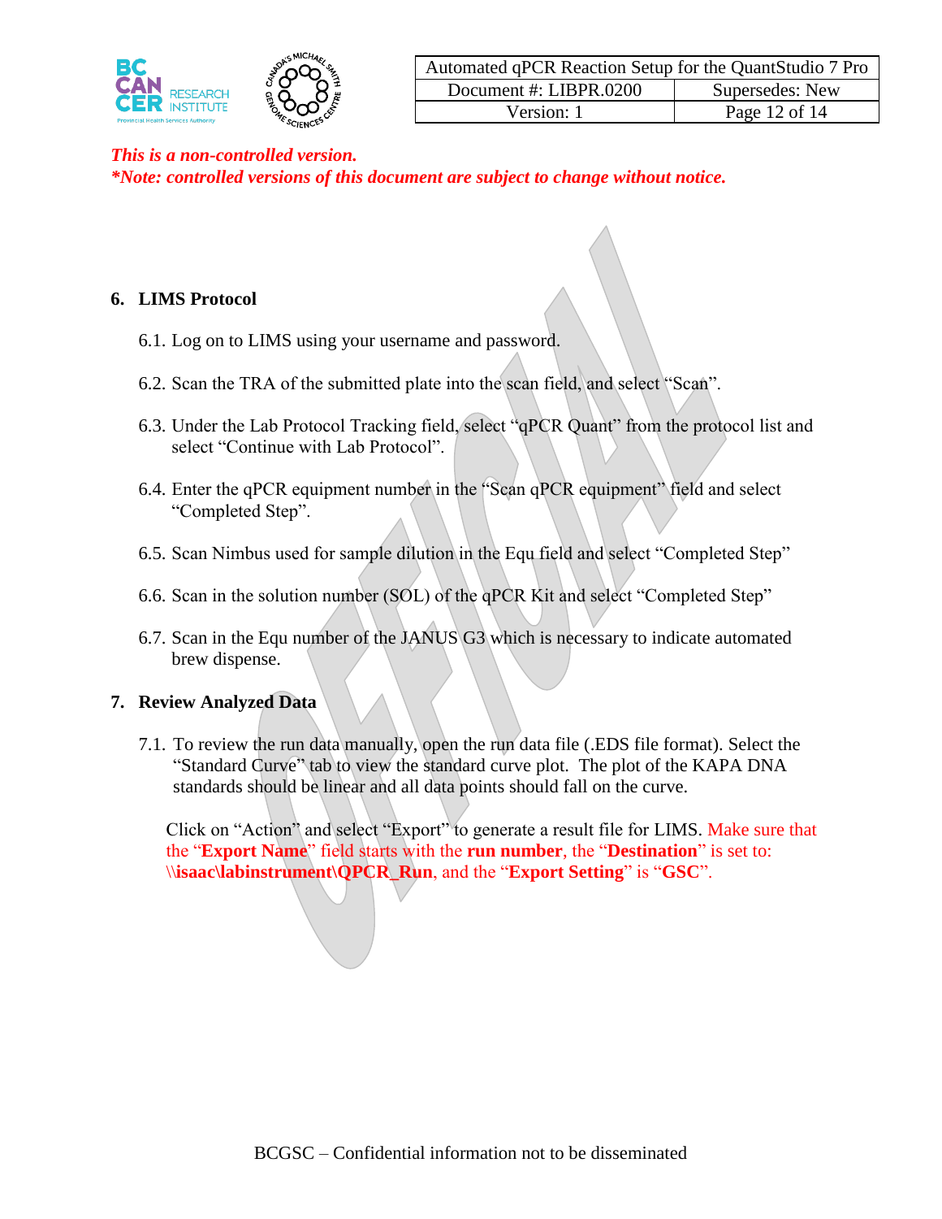*This is a non-controlled version.*
*\*Note: controlled versions of this document are subject to change without notice.*

## 6. LIMS Protocol

6.1. Log on to LIMS using your username and password.

6.2. Scan the TRA of the submitted plate into the scan field, and select "Scan".

6.3. Under the Lab Protocol Tracking field, select "qPCR Quant" from the protocol list and select "Continue with Lab Protocol".

6.4. Enter the qPCR equipment number in the "Scan qPCR equipment" field and select "Completed Step".

6.5. Scan Nimbus used for sample dilution in the Equ field and select "Completed Step"

6.6. Scan in the solution number (SOL) of the qPCR Kit and select "Completed Step"

6.7. Scan in the Equ number of the JANUS G3 which is necessary to indicate automated brew dispense.

## 7. Review Analyzed Data

7.1. To review the run data manually, open the run data file (.EDS file format). Select the "Standard Curve" tab to view the standard curve plot. The plot of the KAPA DNA standards should be linear and all data points should fall on the curve.

Click on "Action" and select "Export" to generate a result file for LIMS. Make sure that the "**Export Name**" field starts with the **run number**, the "**Destination**" is set to: **\\isaac\labinstrument\QPCR_Run**, and the "**Export Setting**" is "**GSC**".

BCGSC – Confidential information not to be disseminated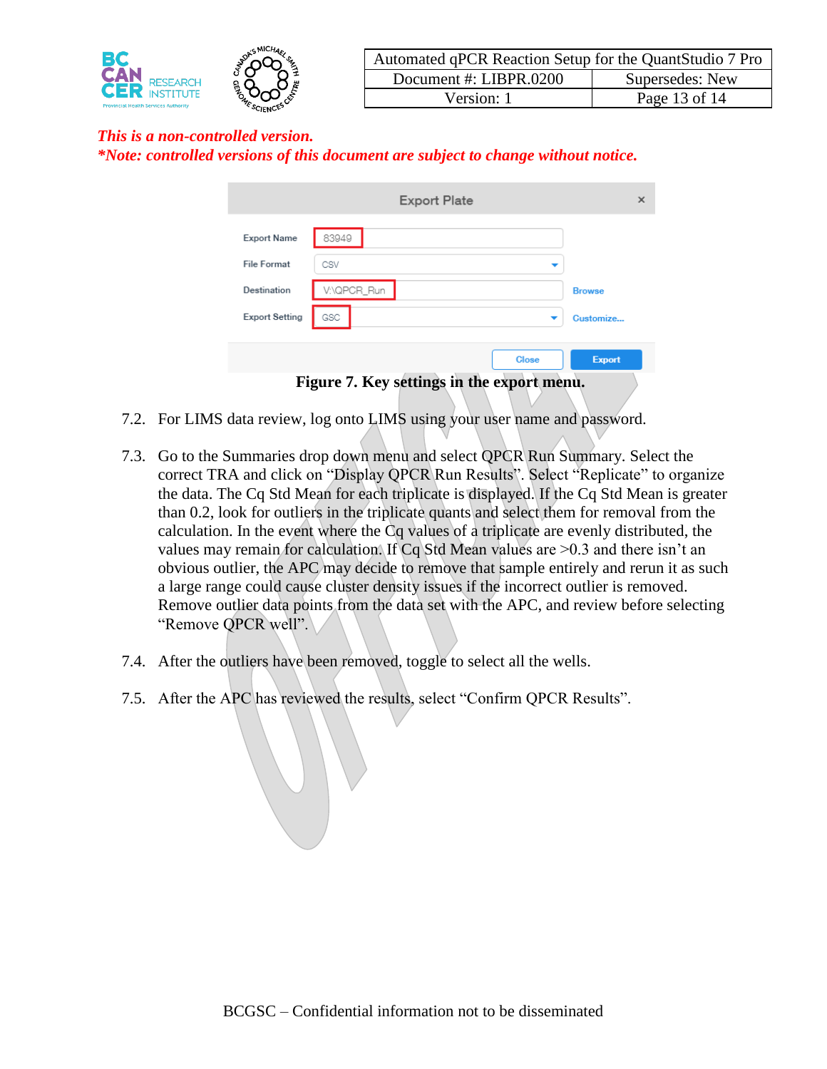*This is a non-controlled version.*
***Note: controlled versions of this document are subject to change without notice.***

**Figure 7. Key settings in the export menu.**

7.2. For LIMS data review, log onto LIMS using your user name and password.

7.3. Go to the Summaries drop down menu and select QPCR Run Summary. Select the correct TRA and click on “Display QPCR Run Results”. Select “Replicate” to organize the data. The Cq Std Mean for each triplicate is displayed. If the Cq Std Mean is greater than 0.2, look for outliers in the triplicate quants and select them for removal from the calculation. In the event where the Cq values of a triplicate are evenly distributed, the values may remain for calculation. If Cq Std Mean values are >0.3 and there isn’t an obvious outlier, the APC may decide to remove that sample entirely and rerun it as such a large range could cause cluster density issues if the incorrect outlier is removed. Remove outlier data points from the data set with the APC, and review before selecting “Remove QPCR well”.

7.4. After the outliers have been removed, toggle to select all the wells.

7.5. After the APC has reviewed the results, select “Confirm QPCR Results”.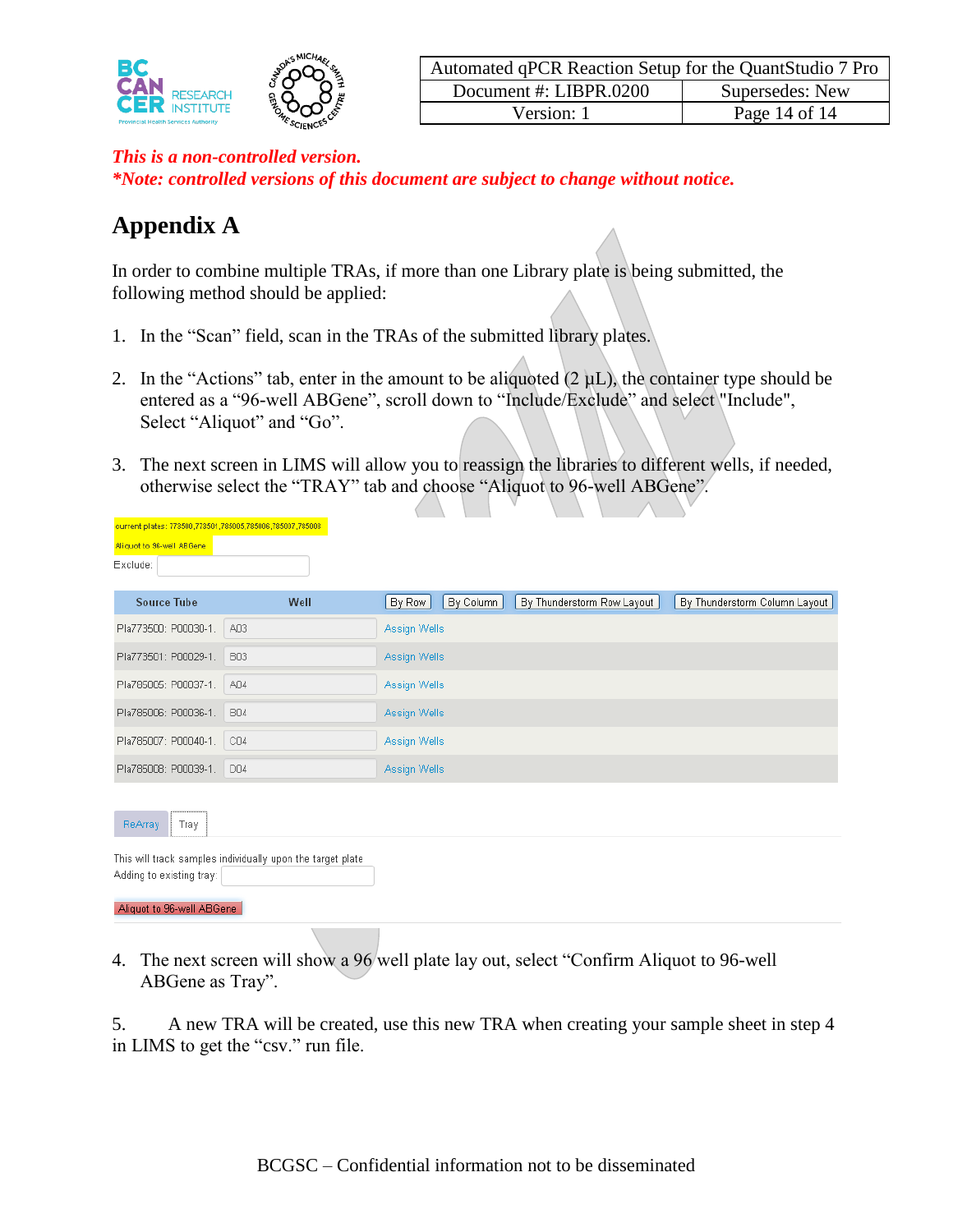*This is a non-controlled version.*
*\*Note: controlled versions of this document are subject to change without notice.*

# Appendix A

In order to combine multiple TRAs, if more than one Library plate is being submitted, the following method should be applied:

1. In the "Scan" field, scan in the TRAs of the submitted library plates.

2. In the "Actions" tab, enter in the amount to be aliquoted (2 µL), the container type should be entered as a "96-well ABGene", scroll down to "Include/Exclude" and select "Include", Select "Aliquot" and "Go".

3. The next screen in LIMS will allow you to reassign the libraries to different wells, if needed, otherwise select the "TRAY" tab and choose "Aliquot to 96-well ABGene".

current plates: 773500,773501,785005,785006,785007,785008

Aliquot to 96-well ABGene

Exclude:

| Source Tube | Well | By Row | By Column | By Thunderstorm Row Layout | By Thunderstorm Column Layout |
|---|---|---|---|---|---|
| Pla773500: P00030-1. | A03 | Assign Wells | | | |
| Pla773501: P00029-1. | B03 | Assign Wells | | | |
| Pla785005: P00037-1. | A04 | Assign Wells | | | |
| Pla785006: P00036-1. | B04 | Assign Wells | | | |
| Pla785007: P00040-1. | C04 | Assign Wells | | | |
| Pla785008: P00039-1. | D04 | Assign Wells | | | |

ReArray | Tray

This will track samples individually upon the target plate

Adding to existing tray:

Aliquot to 96-well ABGene

4. The next screen will show a 96 well plate lay out, select "Confirm Aliquot to 96-well ABGene as Tray".

5. A new TRA will be created, use this new TRA when creating your sample sheet in step 4 in LIMS to get the "csv." run file.

BCGSC – Confidential information not to be disseminated